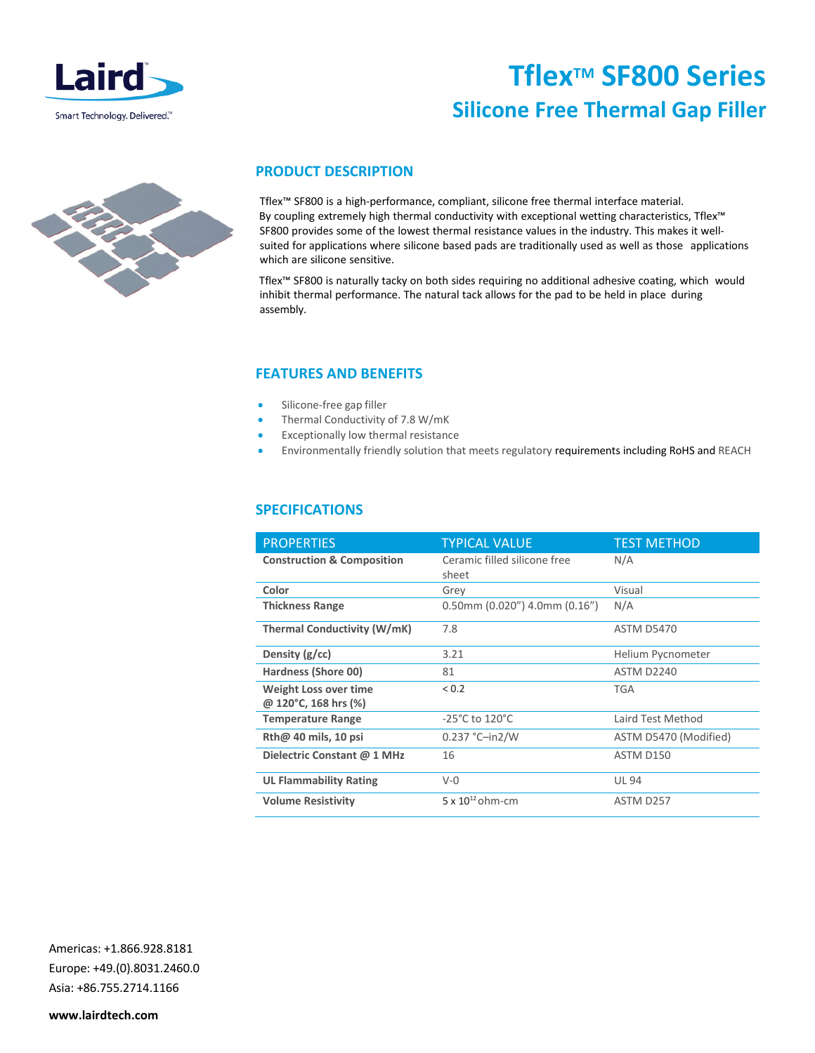Laird

Smart Technology. Delivered.™

# Tflex™ SF800 Series

## Silicone Free Thermal Gap Filler

### PRODUCT DESCRIPTION

Tflex™ SF800 is a high-performance, compliant, silicone free thermal interface material. By coupling extremely high thermal conductivity with exceptional wetting characteristics, Tflex™ SF800 provides some of the lowest thermal resistance values in the industry. This makes it well-suited for applications where silicone based pads are traditionally used as well as those applications which are silicone sensitive.

Tflex™ SF800 is naturally tacky on both sides requiring no additional adhesive coating, which would inhibit thermal performance. The natural tack allows for the pad to be held in place during assembly.

### FEATURES AND BENEFITS

- Silicone-free gap filler
- Thermal Conductivity of 7.8 W/mK
- Exceptionally low thermal resistance
- Environmentally friendly solution that meets regulatory requirements including RoHS and REACH

### SPECIFICATIONS

| PROPERTIES | TYPICAL VALUE | TEST METHOD |
|---|---|---|
| **Construction & Composition** | Ceramic filled silicone free sheet | N/A |
| **Color** | Grey | Visual |
| **Thickness Range** | 0.50mm (0.020") 4.0mm (0.16") | N/A |
| **Thermal Conductivity (W/mK)** | 7.8 | ASTM D5470 |
| **Density (g/cc)** | 3.21 | Helium Pycnometer |
| **Hardness (Shore 00)** | 81 | ASTM D2240 |
| **Weight Loss over time @ 120°C, 168 hrs (%)** | < 0.2 | TGA |
| **Temperature Range** | -25°C to 120°C | Laird Test Method |
| **Rth@ 40 mils, 10 psi** | 0.237 °C–in2/W | ASTM D5470 (Modified) |
| **Dielectric Constant @ 1 MHz** | 16 | ASTM D150 |
| **UL Flammability Rating** | V-0 | UL 94 |
| **Volume Resistivity** | $5 \times 10^{12}$ ohm-cm | ASTM D257 |

Americas: +1.866.928.8181
Europe: +49.(0).8031.2460.0
Asia: +86.755.2714.1166

**www.lairdtech.com**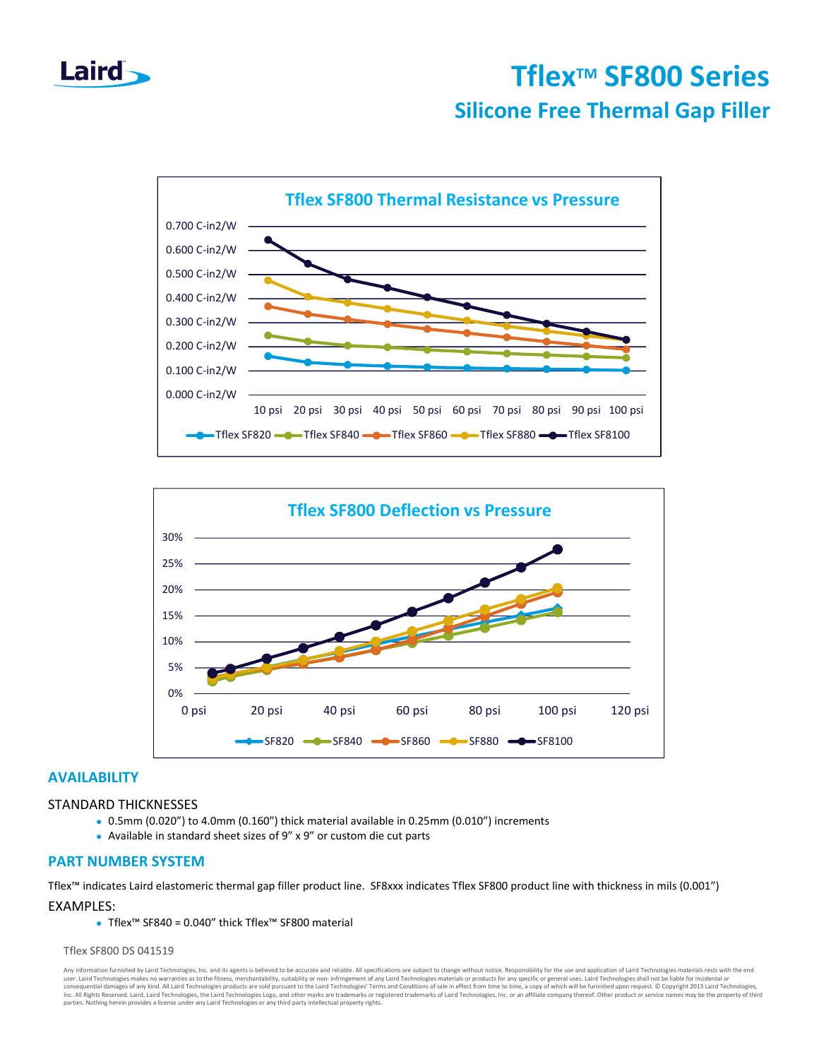# Tflex™ SF800 Series

## Silicone Free Thermal Gap Filler

Tflex SF800 Thermal Resistance vs Pressure

0.700 C-in2/W
0.600 C-in2/W
0.500 C-in2/W
0.400 C-in2/W
0.300 C-in2/W
0.200 C-in2/W
0.100 C-in2/W
0.000 C-in2/W

10 psi 20 psi 30 psi 40 psi 50 psi 60 psi 70 psi 80 psi 90 psi 100 psi

Tflex SF820 Tflex SF840 Tflex SF860 Tflex SF880 Tflex SF8100

Tflex SF800 Deflection vs Pressure

30%
25%
20%
15%
10%
5%
0%

0 psi 20 psi 40 psi 60 psi 80 psi 100 psi 120 psi

SF820 SF840 SF860 SF880 SF8100

## AVAILABILITY

STANDARD THICKNESSES

- 0.5mm (0.020”) to 4.0mm (0.160”) thick material available in 0.25mm (0.010”) increments
- Available in standard sheet sizes of 9” x 9” or custom die cut parts

## PART NUMBER SYSTEM

Tflex™ indicates Laird elastomeric thermal gap filler product line. SF8xxx indicates Tflex SF800 product line with thickness in mils (0.001”)

EXAMPLES:

- Tflex™ SF840 = 0.040” thick Tflex™ SF800 material

Tflex SF800 DS 041519

Any information furnished by Laird Technologies, Inc. and its agents is believed to be accurate and reliable. All specifications are subject to change without notice. Responsibility for the use and application of Laird Technologies materials rests with the end user. Laird Technologies makes no warranties as to the fitness, merchantability, suitability or non- infringement of any Laird Technologies materials or products for any specific or general uses. Laird Technologies shall not be liable for incidental or consequential damages of any kind. All Laird Technologies products are sold pursuant to the Laird Technologies' Terms and Conditions of sale in effect from time to time, a copy of which will be furnished upon request. © Copyright 2013 Laird Technologies, Inc. All Rights Reserved. Laird, Laird Technologies, the Laird Technologies Logo, and other marks are trademarks or registered trademarks of Laird Technologies, Inc. or an affiliate company thereof. Other product or service names may be the property of third parties. Nothing herein provides a license under any Laird Technologies or any third party intellectual property rights.